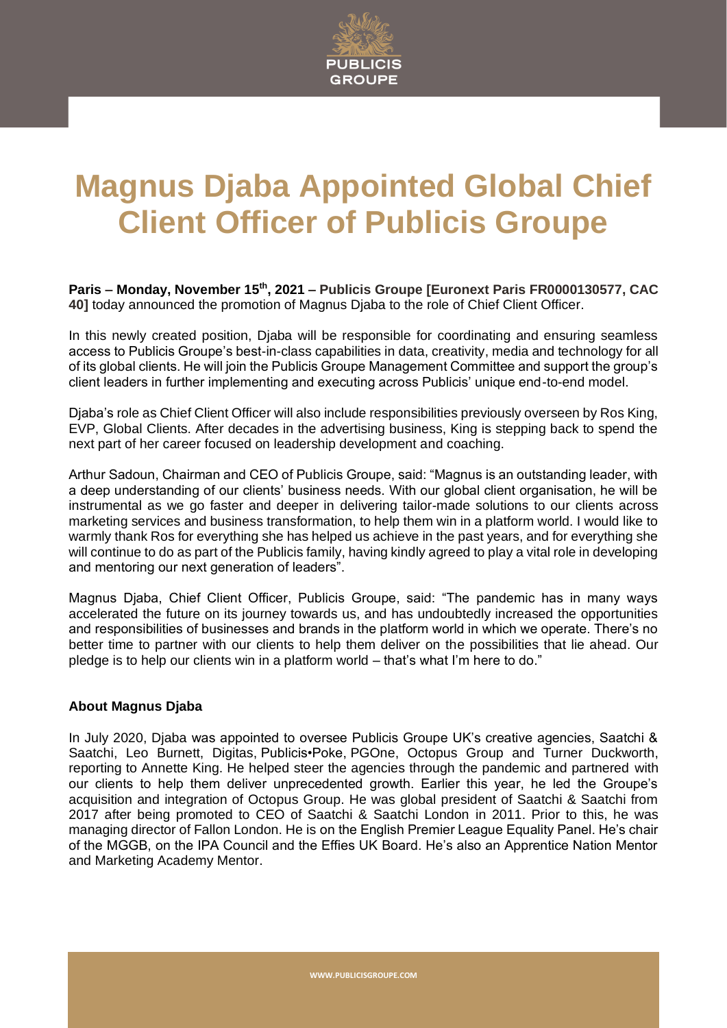# Magnus Djaba Appointed Global Chief Client Officer of Publicis Groupe

**Paris – Monday, November 15th, 2021 – Publicis Groupe [Euronext Paris FR0000130577, CAC 40]** today announced the promotion of Magnus Djaba to the role of Chief Client Officer.

In this newly created position, Djaba will be responsible for coordinating and ensuring seamless access to Publicis Groupe's best-in-class capabilities in data, creativity, media and technology for all of its global clients. He will join the Publicis Groupe Management Committee and support the group's client leaders in further implementing and executing across Publicis' unique end-to-end model.

Djaba's role as Chief Client Officer will also include responsibilities previously overseen by Ros King, EVP, Global Clients. After decades in the advertising business, King is stepping back to spend the next part of her career focused on leadership development and coaching.

Arthur Sadoun, Chairman and CEO of Publicis Groupe, said: "Magnus is an outstanding leader, with a deep understanding of our clients' business needs. With our global client organisation, he will be instrumental as we go faster and deeper in delivering tailor-made solutions to our clients across marketing services and business transformation, to help them win in a platform world. I would like to warmly thank Ros for everything she has helped us achieve in the past years, and for everything she will continue to do as part of the Publicis family, having kindly agreed to play a vital role in developing and mentoring our next generation of leaders".

Magnus Djaba, Chief Client Officer, Publicis Groupe, said: "The pandemic has in many ways accelerated the future on its journey towards us, and has undoubtedly increased the opportunities and responsibilities of businesses and brands in the platform world in which we operate. There's no better time to partner with our clients to help them deliver on the possibilities that lie ahead. Our pledge is to help our clients win in a platform world – that's what I'm here to do."

**About Magnus Djaba**

In July 2020, Djaba was appointed to oversee Publicis Groupe UK's creative agencies, Saatchi & Saatchi, Leo Burnett, Digitas, Publicis•Poke, PGOne, Octopus Group and Turner Duckworth, reporting to Annette King. He helped steer the agencies through the pandemic and partnered with our clients to help them deliver unprecedented growth. Earlier this year, he led the Groupe's acquisition and integration of Octopus Group. He was global president of Saatchi & Saatchi from 2017 after being promoted to CEO of Saatchi & Saatchi London in 2011. Prior to this, he was managing director of Fallon London. He is on the English Premier League Equality Panel. He's chair of the MGGB, on the IPA Council and the Effies UK Board. He's also an Apprentice Nation Mentor and Marketing Academy Mentor.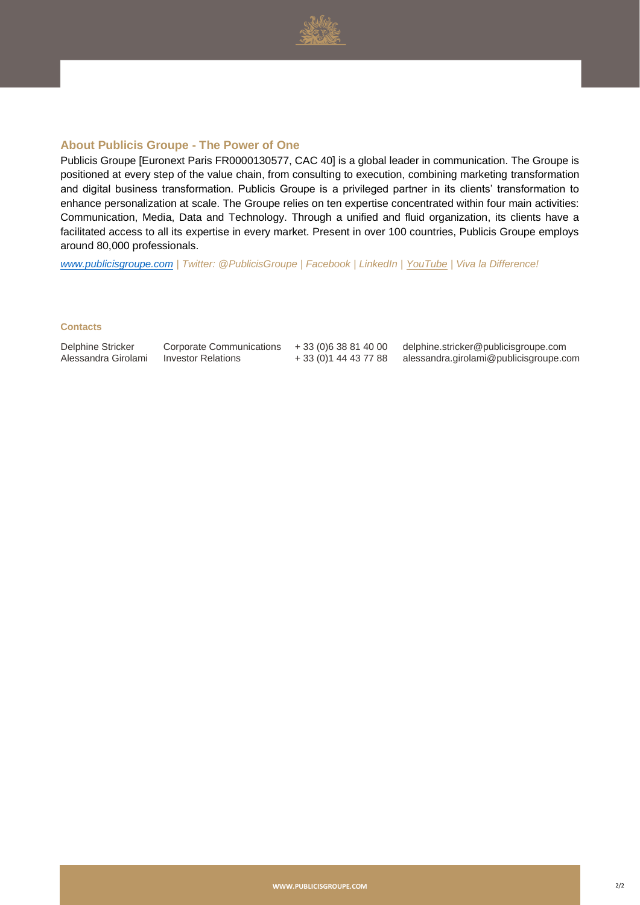## About Publicis Groupe - The Power of One

Publicis Groupe [Euronext Paris FR0000130577, CAC 40] is a global leader in communication. The Groupe is positioned at every step of the value chain, from consulting to execution, combining marketing transformation and digital business transformation. Publicis Groupe is a privileged partner in its clients' transformation to enhance personalization at scale. The Groupe relies on ten expertise concentrated within four main activities: Communication, Media, Data and Technology. Through a unified and fluid organization, its clients have a facilitated access to all its expertise in every market. Present in over 100 countries, Publicis Groupe employs around 80,000 professionals.

*www.publicisgroupe.com | Twitter: @PublicisGroupe | Facebook | LinkedIn | YouTube | Viva la Difference!*

**Contacts**

| | | | |
|---|---|---|---|
| Delphine Stricker | Corporate Communications | + 33 (0)6 38 81 40 00 | delphine.stricker@publicisgroupe.com |
| Alessandra Girolami | Investor Relations | + 33 (0)1 44 43 77 88 | alessandra.girolami@publicisgroupe.com |